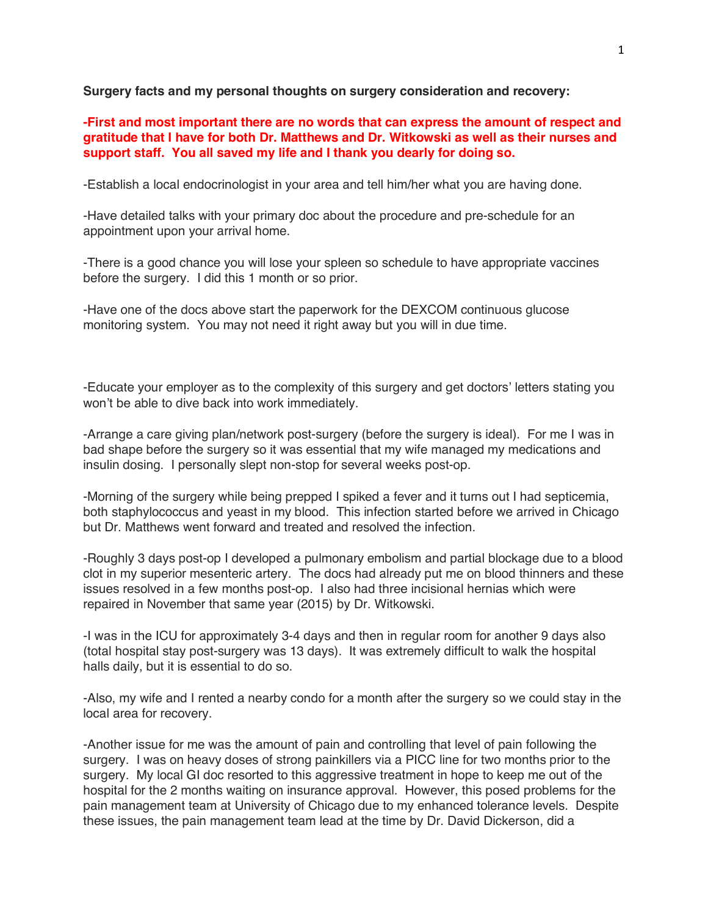**Surgery facts and my personal thoughts on surgery consideration and recovery:**

**-First and most important there are no words that can express the amount of respect and gratitude that I have for both Dr. Matthews and Dr. Witkowski as well as their nurses and support staff. You all saved my life and I thank you dearly for doing so.**

-Establish a local endocrinologist in your area and tell him/her what you are having done.

-Have detailed talks with your primary doc about the procedure and pre-schedule for an appointment upon your arrival home.

-There is a good chance you will lose your spleen so schedule to have appropriate vaccines before the surgery. I did this 1 month or so prior.

-Have one of the docs above start the paperwork for the DEXCOM continuous glucose monitoring system. You may not need it right away but you will in due time.

-Educate your employer as to the complexity of this surgery and get doctors' letters stating you won't be able to dive back into work immediately.

-Arrange a care giving plan/network post-surgery (before the surgery is ideal). For me I was in bad shape before the surgery so it was essential that my wife managed my medications and insulin dosing. I personally slept non-stop for several weeks post-op.

-Morning of the surgery while being prepped I spiked a fever and it turns out I had septicemia, both staphylococcus and yeast in my blood. This infection started before we arrived in Chicago but Dr. Matthews went forward and treated and resolved the infection.

-Roughly 3 days post-op I developed a pulmonary embolism and partial blockage due to a blood clot in my superior mesenteric artery. The docs had already put me on blood thinners and these issues resolved in a few months post-op. I also had three incisional hernias which were repaired in November that same year (2015) by Dr. Witkowski.

-I was in the ICU for approximately 3-4 days and then in regular room for another 9 days also (total hospital stay post-surgery was 13 days). It was extremely difficult to walk the hospital halls daily, but it is essential to do so.

-Also, my wife and I rented a nearby condo for a month after the surgery so we could stay in the local area for recovery.

-Another issue for me was the amount of pain and controlling that level of pain following the surgery. I was on heavy doses of strong painkillers via a PICC line for two months prior to the surgery. My local GI doc resorted to this aggressive treatment in hope to keep me out of the hospital for the 2 months waiting on insurance approval. However, this posed problems for the pain management team at University of Chicago due to my enhanced tolerance levels. Despite these issues, the pain management team lead at the time by Dr. David Dickerson, did a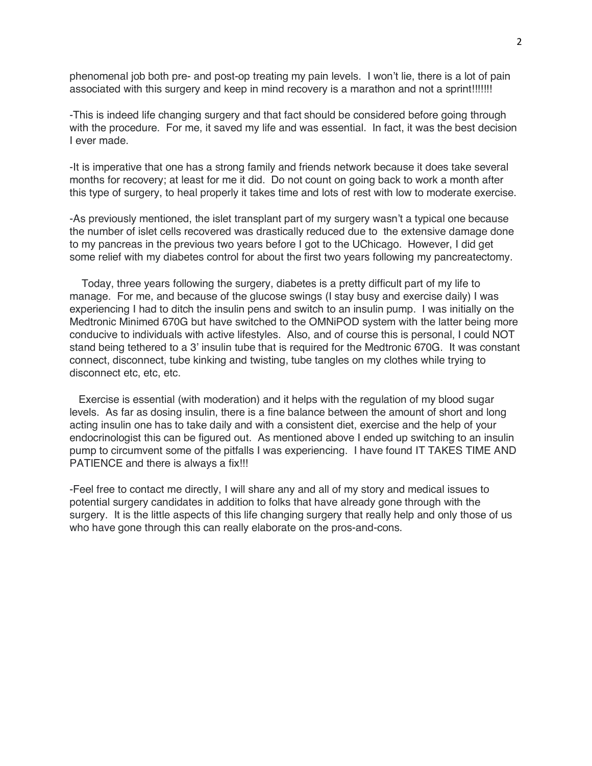phenomenal job both pre- and post-op treating my pain levels. I won't lie, there is a lot of pain associated with this surgery and keep in mind recovery is a marathon and not a sprint!!!!!!!

-This is indeed life changing surgery and that fact should be considered before going through with the procedure. For me, it saved my life and was essential. In fact, it was the best decision I ever made.

-It is imperative that one has a strong family and friends network because it does take several months for recovery; at least for me it did. Do not count on going back to work a month after this type of surgery, to heal properly it takes time and lots of rest with low to moderate exercise.

-As previously mentioned, the islet transplant part of my surgery wasn't a typical one because the number of islet cells recovered was drastically reduced due to the extensive damage done to my pancreas in the previous two years before I got to the UChicago. However, I did get some relief with my diabetes control for about the first two years following my pancreatectomy.

Today, three years following the surgery, diabetes is a pretty difficult part of my life to manage. For me, and because of the glucose swings (I stay busy and exercise daily) I was experiencing I had to ditch the insulin pens and switch to an insulin pump. I was initially on the Medtronic Minimed 670G but have switched to the OMNiPOD system with the latter being more conducive to individuals with active lifestyles. Also, and of course this is personal, I could NOT stand being tethered to a 3' insulin tube that is required for the Medtronic 670G. It was constant connect, disconnect, tube kinking and twisting, tube tangles on my clothes while trying to disconnect etc, etc, etc.

Exercise is essential (with moderation) and it helps with the regulation of my blood sugar levels. As far as dosing insulin, there is a fine balance between the amount of short and long acting insulin one has to take daily and with a consistent diet, exercise and the help of your endocrinologist this can be figured out. As mentioned above I ended up switching to an insulin pump to circumvent some of the pitfalls I was experiencing. I have found IT TAKES TIME AND PATIENCE and there is always a fix!!!

-Feel free to contact me directly, I will share any and all of my story and medical issues to potential surgery candidates in addition to folks that have already gone through with the surgery. It is the little aspects of this life changing surgery that really help and only those of us who have gone through this can really elaborate on the pros-and-cons.